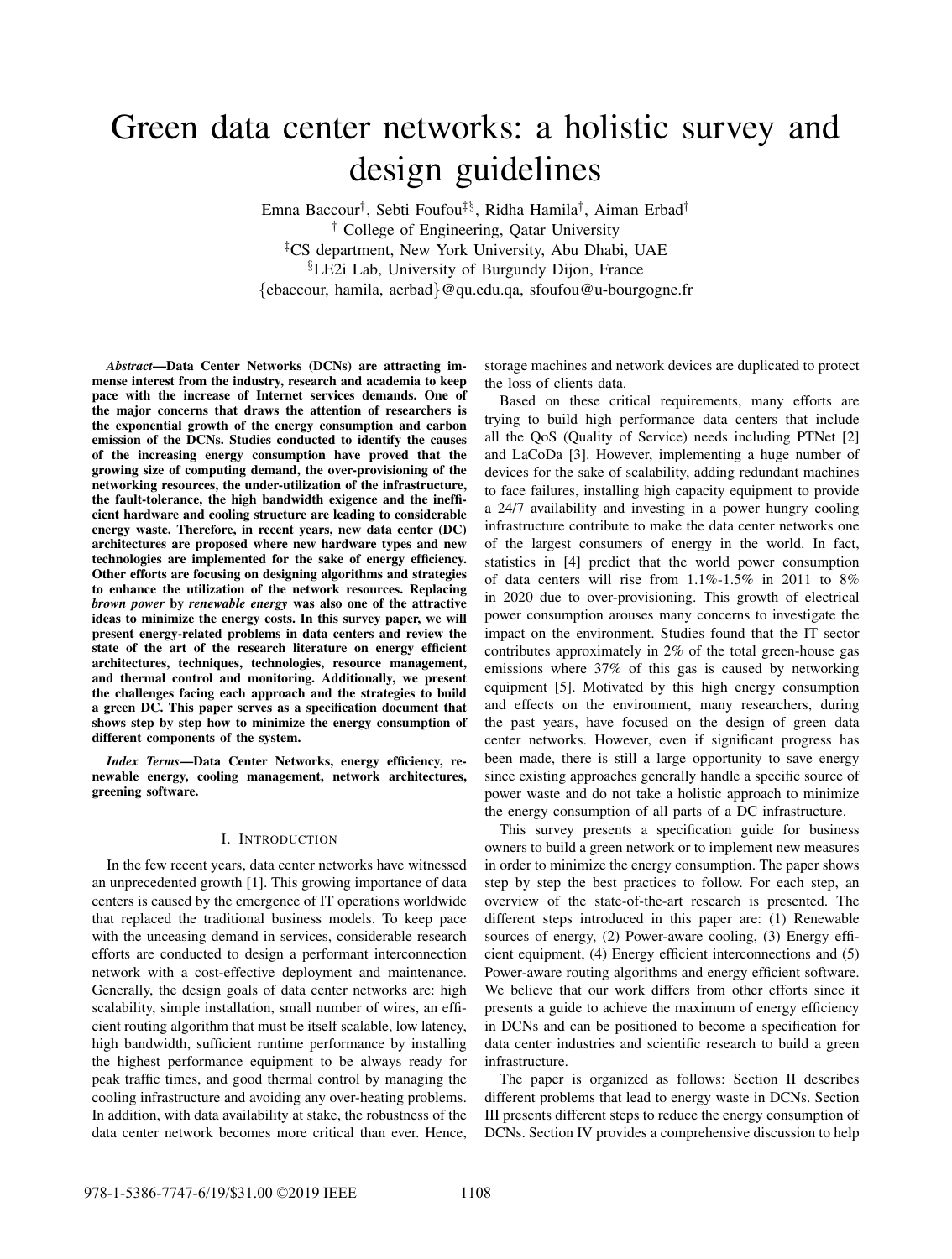# Green data center networks: a holistic survey and design guidelines

Emna Baccour†, Sebti Foufou‡§, Ridha Hamila†, Aiman Erbad†

† College of Engineering, Qatar University

‡CS department, New York University, Abu Dhabi, UAE

§LE2i Lab, University of Burgundy Dijon, France

{ebaccour, hamila, aerbad}@qu.edu.qa, sfoufou@u-bourgogne.fr

***Abstract*—Data Center Networks (DCNs) are attracting immense interest from the industry, research and academia to keep pace with the increase of Internet services demands. One of the major concerns that draws the attention of researchers is the exponential growth of the energy consumption and carbon emission of the DCNs. Studies conducted to identify the causes of the increasing energy consumption have proved that the growing size of computing demand, the over-provisioning of the networking resources, the under-utilization of the infrastructure, the fault-tolerance, the high bandwidth exigence and the inefficient hardware and cooling structure are leading to considerable energy waste. Therefore, in recent years, new data center (DC) architectures are proposed where new hardware types and new technologies are implemented for the sake of energy efficiency. Other efforts are focusing on designing algorithms and strategies to enhance the utilization of the network resources. Replacing *brown power* by *renewable energy* was also one of the attractive ideas to minimize the energy costs. In this survey paper, we will present energy-related problems in data centers and review the state of the art of the research literature on energy efficient architectures, techniques, technologies, resource management, and thermal control and monitoring. Additionally, we present the challenges facing each approach and the strategies to build a green DC. This paper serves as a specification document that shows step by step how to minimize the energy consumption of different components of the system.**

***Index Terms*—Data Center Networks, energy efficiency, renewable energy, cooling management, network architectures, greening software.**

## I. Introduction

In the few recent years, data center networks have witnessed an unprecedented growth [1]. This growing importance of data centers is caused by the emergence of IT operations worldwide that replaced the traditional business models. To keep pace with the unceasing demand in services, considerable research efforts are conducted to design a performant interconnection network with a cost-effective deployment and maintenance. Generally, the design goals of data center networks are: high scalability, simple installation, small number of wires, an efficient routing algorithm that must be itself scalable, low latency, high bandwidth, sufficient runtime performance by installing the highest performance equipment to be always ready for peak traffic times, and good thermal control by managing the cooling infrastructure and avoiding any over-heating problems. In addition, with data availability at stake, the robustness of the data center network becomes more critical than ever. Hence, storage machines and network devices are duplicated to protect the loss of clients data.

Based on these critical requirements, many efforts are trying to build high performance data centers that include all the QoS (Quality of Service) needs including PTNet [2] and LaCoDa [3]. However, implementing a huge number of devices for the sake of scalability, adding redundant machines to face failures, installing high capacity equipment to provide a 24/7 availability and investing in a power hungry cooling infrastructure contribute to make the data center networks one of the largest consumers of energy in the world. In fact, statistics in [4] predict that the world power consumption of data centers will rise from 1.1%-1.5% in 2011 to 8% in 2020 due to over-provisioning. This growth of electrical power consumption arouses many concerns to investigate the impact on the environment. Studies found that the IT sector contributes approximately in 2% of the total green-house gas emissions where 37% of this gas is caused by networking equipment [5]. Motivated by this high energy consumption and effects on the environment, many researchers, during the past years, have focused on the design of green data center networks. However, even if significant progress has been made, there is still a large opportunity to save energy since existing approaches generally handle a specific source of power waste and do not take a holistic approach to minimize the energy consumption of all parts of a DC infrastructure.

This survey presents a specification guide for business owners to build a green network or to implement new measures in order to minimize the energy consumption. The paper shows step by step the best practices to follow. For each step, an overview of the state-of-the-art research is presented. The different steps introduced in this paper are: (1) Renewable sources of energy, (2) Power-aware cooling, (3) Energy efficient equipment, (4) Energy efficient interconnections and (5) Power-aware routing algorithms and energy efficient software. We believe that our work differs from other efforts since it presents a guide to achieve the maximum of energy efficiency in DCNs and can be positioned to become a specification for data center industries and scientific research to build a green infrastructure.

The paper is organized as follows: Section II describes different problems that lead to energy waste in DCNs. Section III presents different steps to reduce the energy consumption of DCNs. Section IV provides a comprehensive discussion to help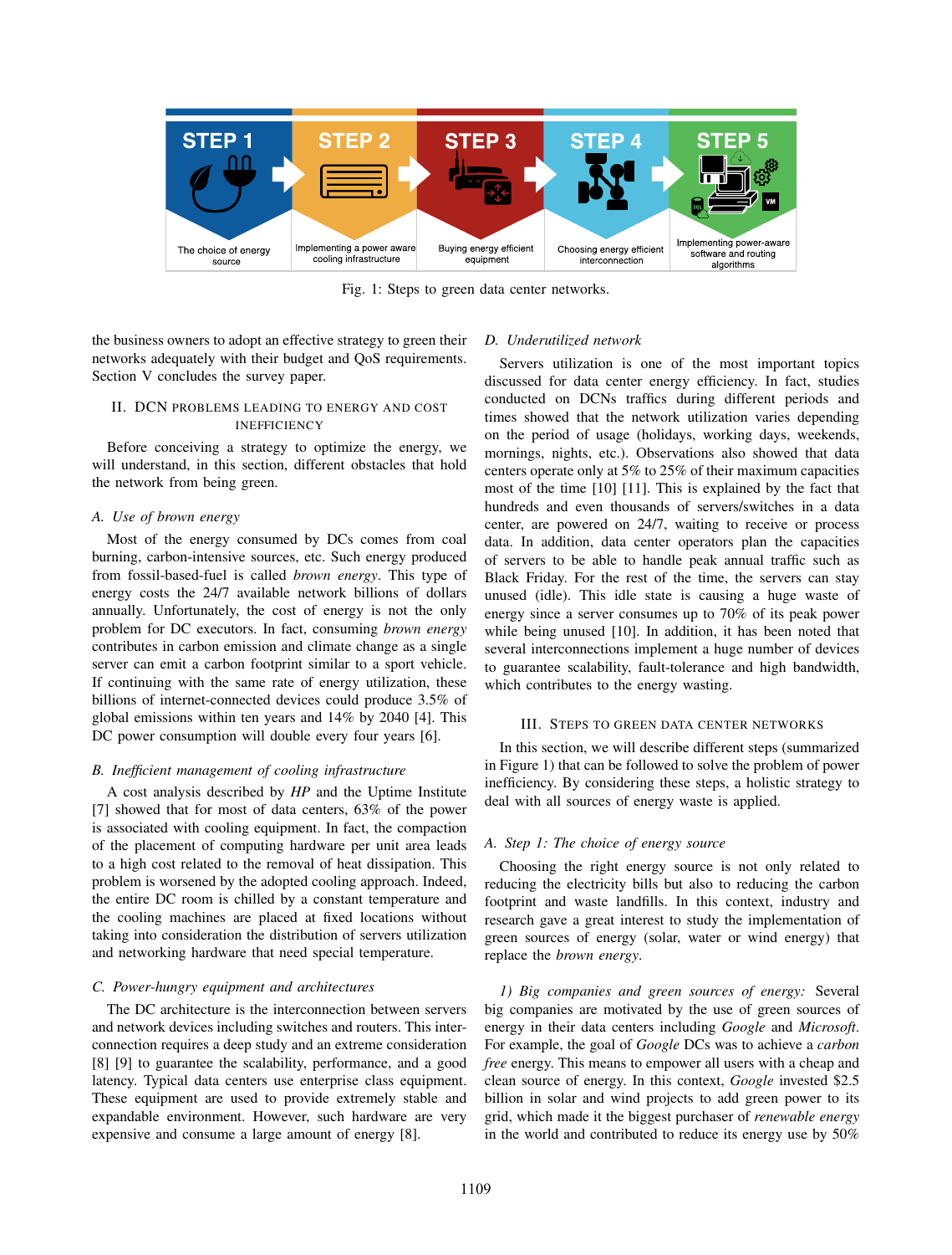Fig. 1: Steps to green data center networks.

the business owners to adopt an effective strategy to green their networks adequately with their budget and QoS requirements. Section V concludes the survey paper.

## II. DCN Problems Leading to Energy and Cost Inefficiency

Before conceiving a strategy to optimize the energy, we will understand, in this section, different obstacles that hold the network from being green.

### A. Use of brown energy

Most of the energy consumed by DCs comes from coal burning, carbon-intensive sources, etc. Such energy produced from fossil-based-fuel is called *brown energy*. This type of energy costs the 24/7 available network billions of dollars annually. Unfortunately, the cost of energy is not the only problem for DC executors. In fact, consuming *brown energy* contributes in carbon emission and climate change as a single server can emit a carbon footprint similar to a sport vehicle. If continuing with the same rate of energy utilization, these billions of internet-connected devices could produce 3.5% of global emissions within ten years and 14% by 2040 [4]. This DC power consumption will double every four years [6].

### B. Inefficient management of cooling infrastructure

A cost analysis described by *HP* and the Uptime Institute [7] showed that for most of data centers, 63% of the power is associated with cooling equipment. In fact, the compaction of the placement of computing hardware per unit area leads to a high cost related to the removal of heat dissipation. This problem is worsened by the adopted cooling approach. Indeed, the entire DC room is chilled by a constant temperature and the cooling machines are placed at fixed locations without taking into consideration the distribution of servers utilization and networking hardware that need special temperature.

### C. Power-hungry equipment and architectures

The DC architecture is the interconnection between servers and network devices including switches and routers. This interconnection requires a deep study and an extreme consideration [8] [9] to guarantee the scalability, performance, and a good latency. Typical data centers use enterprise class equipment. These equipment are used to provide extremely stable and expandable environment. However, such hardware are very expensive and consume a large amount of energy [8].

### D. Underutilized network

Servers utilization is one of the most important topics discussed for data center energy efficiency. In fact, studies conducted on DCNs traffics during different periods and times showed that the network utilization varies depending on the period of usage (holidays, working days, weekends, mornings, nights, etc.). Observations also showed that data centers operate only at 5% to 25% of their maximum capacities most of the time [10] [11]. This is explained by the fact that hundreds and even thousands of servers/switches in a data center, are powered on 24/7, waiting to receive or process data. In addition, data center operators plan the capacities of servers to be able to handle peak annual traffic such as Black Friday. For the rest of the time, the servers can stay unused (idle). This idle state is causing a huge waste of energy since a server consumes up to 70% of its peak power while being unused [10]. In addition, it has been noted that several interconnections implement a huge number of devices to guarantee scalability, fault-tolerance and high bandwidth, which contributes to the energy wasting.

## III. Steps to Green Data Center Networks

In this section, we will describe different steps (summarized in Figure 1) that can be followed to solve the problem of power inefficiency. By considering these steps, a holistic strategy to deal with all sources of energy waste is applied.

### A. Step 1: The choice of energy source

Choosing the right energy source is not only related to reducing the electricity bills but also to reducing the carbon footprint and waste landfills. In this context, industry and research gave a great interest to study the implementation of green sources of energy (solar, water or wind energy) that replace the *brown energy*.

*1) Big companies and green sources of energy:* Several big companies are motivated by the use of green sources of energy in their data centers including *Google* and *Microsoft*. For example, the goal of *Google* DCs was to achieve a *carbon free* energy. This means to empower all users with a cheap and clean source of energy. In this context, *Google* invested \$2.5 billion in solar and wind projects to add green power to its grid, which made it the biggest purchaser of *renewable energy* in the world and contributed to reduce its energy use by 50%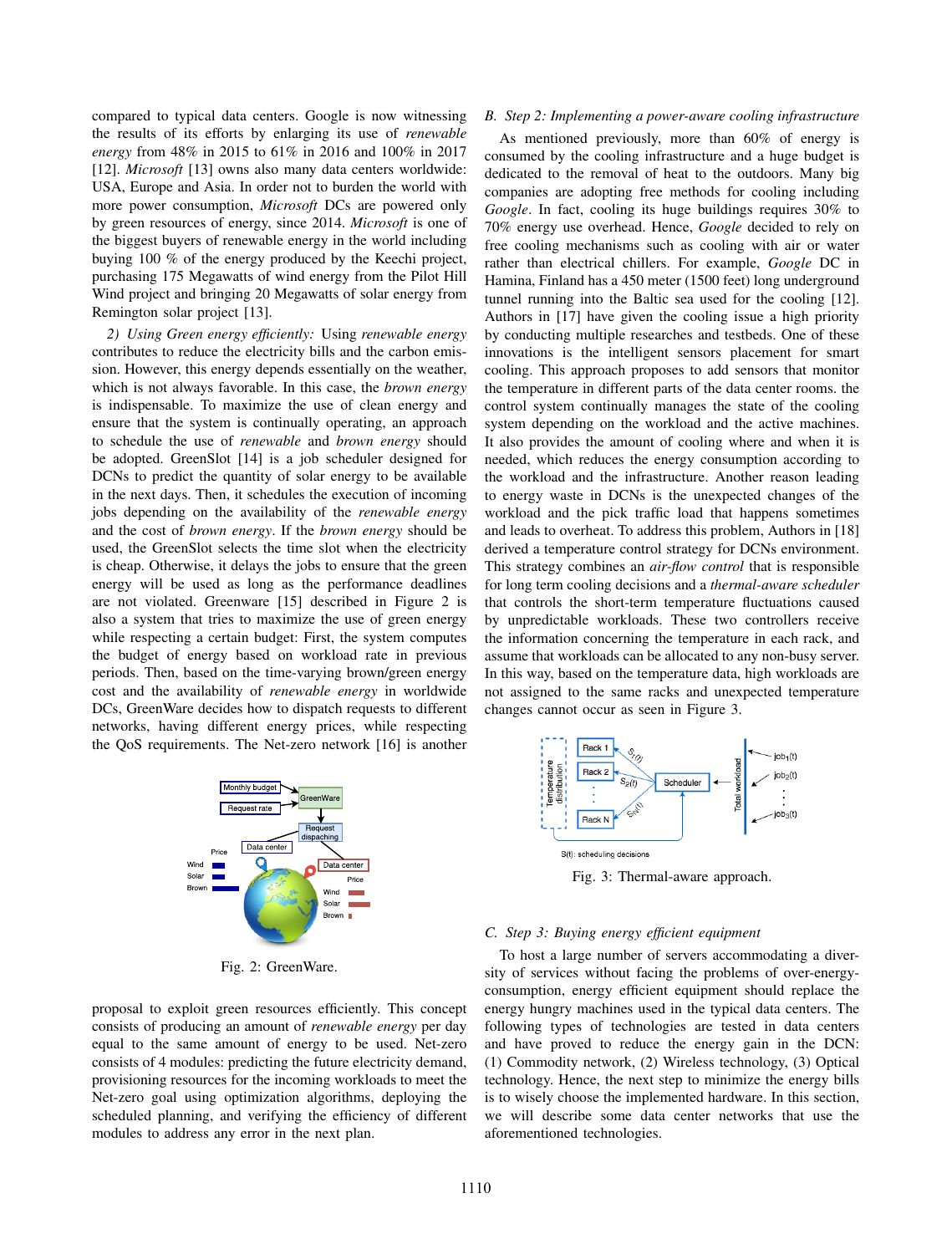compared to typical data centers. Google is now witnessing the results of its efforts by enlarging its use of *renewable energy* from 48% in 2015 to 61% in 2016 and 100% in 2017 [12]. *Microsoft* [13] owns also many data centers worldwide: USA, Europe and Asia. In order not to burden the world with more power consumption, *Microsoft* DCs are powered only by green resources of energy, since 2014. *Microsoft* is one of the biggest buyers of renewable energy in the world including buying 100 % of the energy produced by the Keechi project, purchasing 175 Megawatts of wind energy from the Pilot Hill Wind project and bringing 20 Megawatts of solar energy from Remington solar project [13].

*2) Using Green energy efficiently:* Using *renewable energy* contributes to reduce the electricity bills and the carbon emission. However, this energy depends essentially on the weather, which is not always favorable. In this case, the *brown energy* is indispensable. To maximize the use of clean energy and ensure that the system is continually operating, an approach to schedule the use of *renewable* and *brown energy* should be adopted. GreenSlot [14] is a job scheduler designed for DCNs to predict the quantity of solar energy to be available in the next days. Then, it schedules the execution of incoming jobs depending on the availability of the *renewable energy* and the cost of *brown energy*. If the *brown energy* should be used, the GreenSlot selects the time slot when the electricity is cheap. Otherwise, it delays the jobs to ensure that the green energy will be used as long as the performance deadlines are not violated. Greenware [15] described in Figure 2 is also a system that tries to maximize the use of green energy while respecting a certain budget: First, the system computes the budget of energy based on workload rate in previous periods. Then, based on the time-varying brown/green energy cost and the availability of *renewable energy* in worldwide DCs, GreenWare decides how to dispatch requests to different networks, having different energy prices, while respecting the QoS requirements. The Net-zero network [16] is another proposal to exploit green resources efficiently. This concept consists of producing an amount of *renewable energy* per day equal to the same amount of energy to be used. Net-zero consists of 4 modules: predicting the future electricity demand, provisioning resources for the incoming workloads to meet the Net-zero goal using optimization algorithms, deploying the scheduled planning, and verifying the efficiency of different modules to address any error in the next plan.

Fig. 2: GreenWare.

### B. Step 2: Implementing a power-aware cooling infrastructure

As mentioned previously, more than 60% of energy is consumed by the cooling infrastructure and a huge budget is dedicated to the removal of heat to the outdoors. Many big companies are adopting free methods for cooling including *Google*. In fact, cooling its huge buildings requires 30% to 70% energy use overhead. Hence, *Google* decided to rely on free cooling mechanisms such as cooling with air or water rather than electrical chillers. For example, *Google* DC in Hamina, Finland has a 450 meter (1500 feet) long underground tunnel running into the Baltic sea used for the cooling [12]. Authors in [17] have given the cooling issue a high priority by conducting multiple researches and testbeds. One of these innovations is the intelligent sensors placement for smart cooling. This approach proposes to add sensors that monitor the temperature in different parts of the data center rooms. the control system continually manages the state of the cooling system depending on the workload and the active machines. It also provides the amount of cooling where and when it is needed, which reduces the energy consumption according to the workload and the infrastructure. Another reason leading to energy waste in DCNs is the unexpected changes of the workload and the pick traffic load that happens sometimes and leads to overheat. To address this problem, Authors in [18] derived a temperature control strategy for DCNs environment. This strategy combines an *air-flow control* that is responsible for long term cooling decisions and a *thermal-aware scheduler* that controls the short-term temperature fluctuations caused by unpredictable workloads. These two controllers receive the information concerning the temperature in each rack, and assume that workloads can be allocated to any non-busy server. In this way, based on the temperature data, high workloads are not assigned to the same racks and unexpected temperature changes cannot occur as seen in Figure 3.

Fig. 3: Thermal-aware approach.

### C. Step 3: Buying energy efficient equipment

To host a large number of servers accommodating a diversity of services without facing the problems of over-energy-consumption, energy efficient equipment should replace the energy hungry machines used in the typical data centers. The following types of technologies are tested in data centers and have proved to reduce the energy gain in the DCN: (1) Commodity network, (2) Wireless technology, (3) Optical technology. Hence, the next step to minimize the energy bills is to wisely choose the implemented hardware. In this section, we will describe some data center networks that use the aforementioned technologies.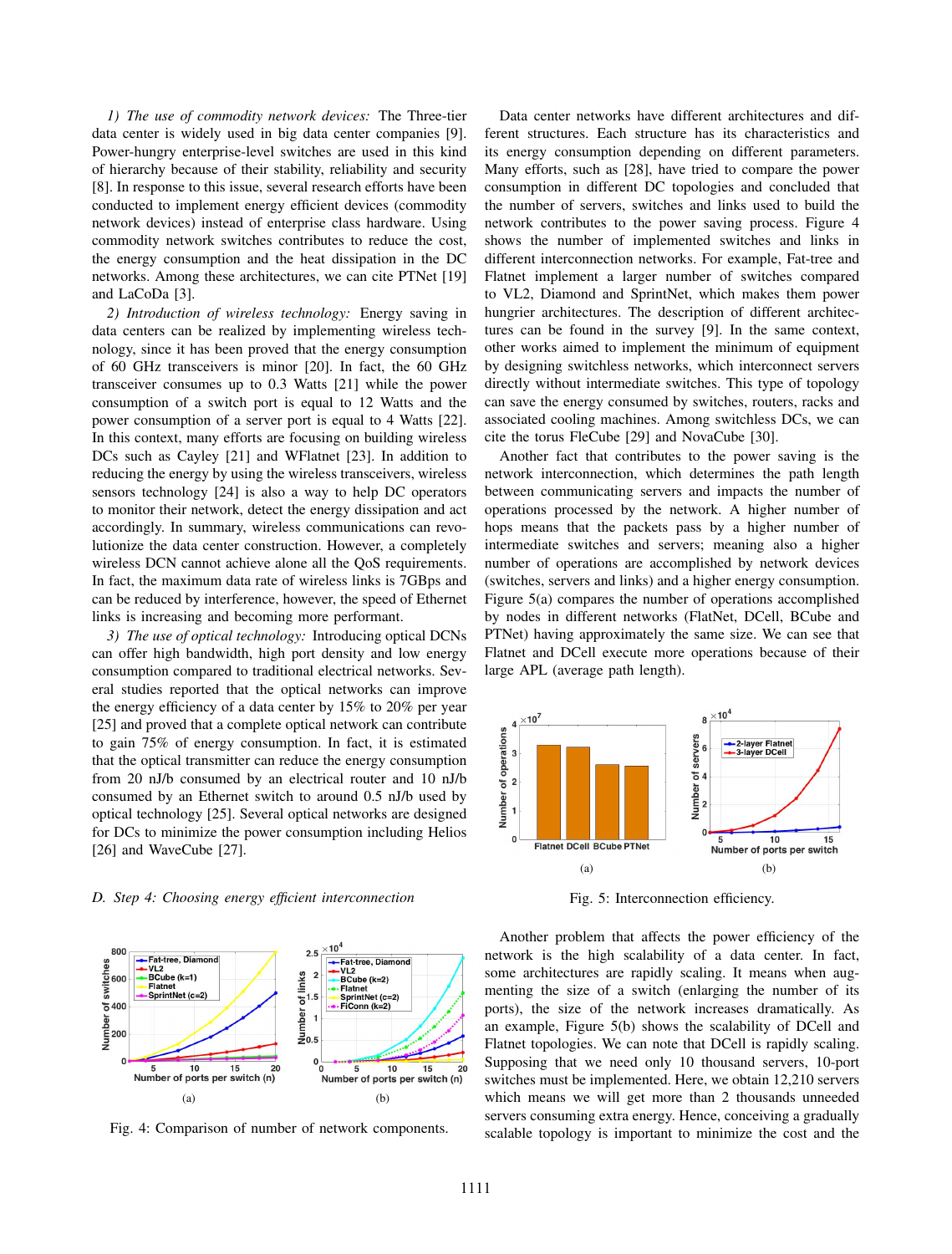*1) The use of commodity network devices:* The Three-tier data center is widely used in big data center companies [9]. Power-hungry enterprise-level switches are used in this kind of hierarchy because of their stability, reliability and security [8]. In response to this issue, several research efforts have been conducted to implement energy efficient devices (commodity network devices) instead of enterprise class hardware. Using commodity network switches contributes to reduce the cost, the energy consumption and the heat dissipation in the DC networks. Among these architectures, we can cite PTNet [19] and LaCoDa [3].

*2) Introduction of wireless technology:* Energy saving in data centers can be realized by implementing wireless technology, since it has been proved that the energy consumption of 60 GHz transceivers is minor [20]. In fact, the 60 GHz transceiver consumes up to 0.3 Watts [21] while the power consumption of a switch port is equal to 12 Watts and the power consumption of a server port is equal to 4 Watts [22]. In this context, many efforts are focusing on building wireless DCs such as Cayley [21] and WFlatnet [23]. In addition to reducing the energy by using the wireless transceivers, wireless sensors technology [24] is also a way to help DC operators to monitor their network, detect the energy dissipation and act accordingly. In summary, wireless communications can revolutionize the data center construction. However, a completely wireless DCN cannot achieve alone all the QoS requirements. In fact, the maximum data rate of wireless links is 7GBps and can be reduced by interference, however, the speed of Ethernet links is increasing and becoming more performant.

*3) The use of optical technology:* Introducing optical DCNs can offer high bandwidth, high port density and low energy consumption compared to traditional electrical networks. Several studies reported that the optical networks can improve the energy efficiency of a data center by 15% to 20% per year [25] and proved that a complete optical network can contribute to gain 75% of energy consumption. In fact, it is estimated that the optical transmitter can reduce the energy consumption from 20 nJ/b consumed by an electrical router and 10 nJ/b consumed by an Ethernet switch to around 0.5 nJ/b used by optical technology [25]. Several optical networks are designed for DCs to minimize the power consumption including Helios [26] and WaveCube [27].

### *D. Step 4: Choosing energy efficient interconnection*

Fig. 4: Comparison of number of network components.

Data center networks have different architectures and different structures. Each structure has its characteristics and its energy consumption depending on different parameters. Many efforts, such as [28], have tried to compare the power consumption in different DC topologies and concluded that the number of servers, switches and links used to build the network contributes to the power saving process. Figure 4 shows the number of implemented switches and links in different interconnection networks. For example, Fat-tree and Flatnet implement a larger number of switches compared to VL2, Diamond and SprintNet, which makes them power hungrier architectures. The description of different architectures can be found in the survey [9]. In the same context, other works aimed to implement the minimum of equipment by designing switchless networks, which interconnect servers directly without intermediate switches. This type of topology can save the energy consumed by switches, routers, racks and associated cooling machines. Among switchless DCs, we can cite the torus FleCube [29] and NovaCube [30].

Another fact that contributes to the power saving is the network interconnection, which determines the path length between communicating servers and impacts the number of operations processed by the network. A higher number of hops means that the packets pass by a higher number of intermediate switches and servers; meaning also a higher number of operations are accomplished by network devices (switches, servers and links) and a higher energy consumption. Figure 5(a) compares the number of operations accomplished by nodes in different networks (FlatNet, DCell, BCube and PTNet) having approximately the same size. We can see that Flatnet and DCell execute more operations because of their large APL (average path length).

Fig. 5: Interconnection efficiency.

Another problem that affects the power efficiency of the network is the high scalability of a data center. In fact, some architectures are rapidly scaling. It means when augmenting the size of a switch (enlarging the number of its ports), the size of the network increases dramatically. As an example, Figure 5(b) shows the scalability of DCell and Flatnet topologies. We can note that DCell is rapidly scaling. Supposing that we need only 10 thousand servers, 10-port switches must be implemented. Here, we obtain 12,210 servers which means we will get more than 2 thousands unneeded servers consuming extra energy. Hence, conceiving a gradually scalable topology is important to minimize the cost and the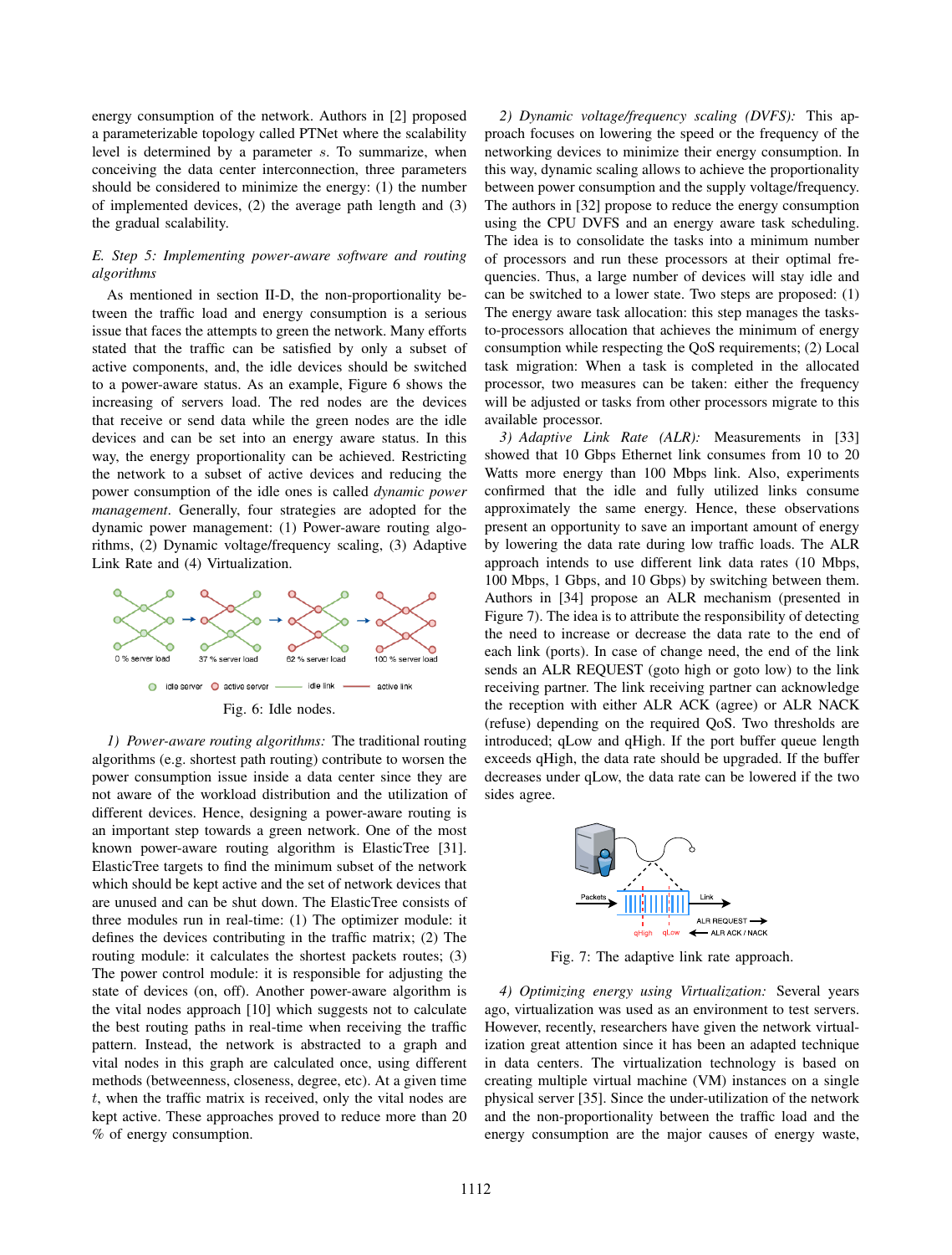energy consumption of the network. Authors in [2] proposed a parameterizable topology called PTNet where the scalability level is determined by a parameter $s$. To summarize, when conceiving the data center interconnection, three parameters should be considered to minimize the energy: (1) the number of implemented devices, (2) the average path length and (3) the gradual scalability.

### *E. Step 5: Implementing power-aware software and routing algorithms*

As mentioned in section II-D, the non-proportionality between the traffic load and energy consumption is a serious issue that faces the attempts to green the network. Many efforts stated that the traffic can be satisfied by only a subset of active components, and, the idle devices should be switched to a power-aware status. As an example, Figure 6 shows the increasing of servers load. The red nodes are the devices that receive or send data while the green nodes are the idle devices and can be set into an energy aware status. In this way, the energy proportionality can be achieved. Restricting the network to a subset of active devices and reducing the power consumption of the idle ones is called *dynamic power management*. Generally, four strategies are adopted for the dynamic power management: (1) Power-aware routing algorithms, (2) Dynamic voltage/frequency scaling, (3) Adaptive Link Rate and (4) Virtualization.

Fig. 6: Idle nodes.

*1) Power-aware routing algorithms:* The traditional routing algorithms (e.g. shortest path routing) contribute to worsen the power consumption issue inside a data center since they are not aware of the workload distribution and the utilization of different devices. Hence, designing a power-aware routing is an important step towards a green network. One of the most known power-aware routing algorithm is ElasticTree [31]. ElasticTree targets to find the minimum subset of the network which should be kept active and the set of network devices that are unused and can be shut down. The ElasticTree consists of three modules run in real-time: (1) The optimizer module: it defines the devices contributing in the traffic matrix; (2) The routing module: it calculates the shortest packets routes; (3) The power control module: it is responsible for adjusting the state of devices (on, off). Another power-aware algorithm is the vital nodes approach [10] which suggests not to calculate the best routing paths in real-time when receiving the traffic pattern. Instead, the network is abstracted to a graph and vital nodes in this graph are calculated once, using different methods (betweenness, closeness, degree, etc). At a given time $t$, when the traffic matrix is received, only the vital nodes are kept active. These approaches proved to reduce more than 20 % of energy consumption.

*2) Dynamic voltage/frequency scaling (DVFS):* This approach focuses on lowering the speed or the frequency of the networking devices to minimize their energy consumption. In this way, dynamic scaling allows to achieve the proportionality between power consumption and the supply voltage/frequency. The authors in [32] propose to reduce the energy consumption using the CPU DVFS and an energy aware task scheduling. The idea is to consolidate the tasks into a minimum number of processors and run these processors at their optimal frequencies. Thus, a large number of devices will stay idle and can be switched to a lower state. Two steps are proposed: (1) The energy aware task allocation: this step manages the tasks-to-processors allocation that achieves the minimum of energy consumption while respecting the QoS requirements; (2) Local task migration: When a task is completed in the allocated processor, two measures can be taken: either the frequency will be adjusted or tasks from other processors migrate to this available processor.

*3) Adaptive Link Rate (ALR):* Measurements in [33] showed that 10 Gbps Ethernet link consumes from 10 to 20 Watts more energy than 100 Mbps link. Also, experiments confirmed that the idle and fully utilized links consume approximately the same energy. Hence, these observations present an opportunity to save an important amount of energy by lowering the data rate during low traffic loads. The ALR approach intends to use different link data rates (10 Mbps, 100 Mbps, 1 Gbps, and 10 Gbps) by switching between them. Authors in [34] propose an ALR mechanism (presented in Figure 7). The idea is to attribute the responsibility of detecting the need to increase or decrease the data rate to the end of each link (ports). In case of change need, the end of the link sends an ALR REQUEST (goto high or goto low) to the link receiving partner. The link receiving partner can acknowledge the reception with either ALR ACK (agree) or ALR NACK (refuse) depending on the required QoS. Two thresholds are introduced; qLow and qHigh. If the port buffer queue length exceeds qHigh, the data rate should be upgraded. If the buffer decreases under qLow, the data rate can be lowered if the two sides agree.

Fig. 7: The adaptive link rate approach.

*4) Optimizing energy using Virtualization:* Several years ago, virtualization was used as an environment to test servers. However, recently, researchers have given the network virtualization great attention since it has been an adapted technique in data centers. The virtualization technology is based on creating multiple virtual machine (VM) instances on a single physical server [35]. Since the under-utilization of the network and the non-proportionality between the traffic load and the energy consumption are the major causes of energy waste,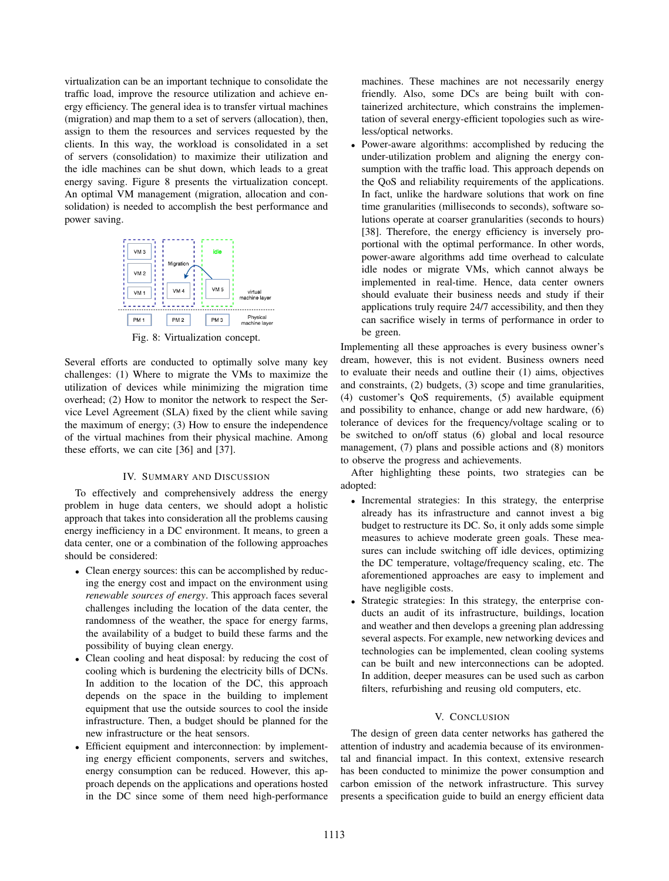virtualization can be an important technique to consolidate the traffic load, improve the resource utilization and achieve energy efficiency. The general idea is to transfer virtual machines (migration) and map them to a set of servers (allocation), then, assign to them the resources and services requested by the clients. In this way, the workload is consolidated in a set of servers (consolidation) to maximize their utilization and the idle machines can be shut down, which leads to a great energy saving. Figure 8 presents the virtualization concept. An optimal VM management (migration, allocation and consolidation) is needed to accomplish the best performance and power saving.

Fig. 8: Virtualization concept.

Several efforts are conducted to optimally solve many key challenges: (1) Where to migrate the VMs to maximize the utilization of devices while minimizing the migration time overhead; (2) How to monitor the network to respect the Service Level Agreement (SLA) fixed by the client while saving the maximum of energy; (3) How to ensure the independence of the virtual machines from their physical machine. Among these efforts, we can cite [36] and [37].

## IV. Summary and Discussion

To effectively and comprehensively address the energy problem in huge data centers, we should adopt a holistic approach that takes into consideration all the problems causing energy inefficiency in a DC environment. It means, to green a data center, one or a combination of the following approaches should be considered:

- Clean energy sources: this can be accomplished by reducing the energy cost and impact on the environment using *renewable sources of energy*. This approach faces several challenges including the location of the data center, the randomness of the weather, the space for energy farms, the availability of a budget to build these farms and the possibility of buying clean energy.
- Clean cooling and heat disposal: by reducing the cost of cooling which is burdening the electricity bills of DCNs. In addition to the location of the DC, this approach depends on the space in the building to implement equipment that use the outside sources to cool the inside infrastructure. Then, a budget should be planned for the new infrastructure or the heat sensors.
- Efficient equipment and interconnection: by implementing energy efficient components, servers and switches, energy consumption can be reduced. However, this approach depends on the applications and operations hosted in the DC since some of them need high-performance machines. These machines are not necessarily energy friendly. Also, some DCs are being built with containerized architecture, which constrains the implementation of several energy-efficient topologies such as wireless/optical networks.
- Power-aware algorithms: accomplished by reducing the under-utilization problem and aligning the energy consumption with the traffic load. This approach depends on the QoS and reliability requirements of the applications. In fact, unlike the hardware solutions that work on fine time granularities (milliseconds to seconds), software solutions operate at coarser granularities (seconds to hours) [38]. Therefore, the energy efficiency is inversely proportional with the optimal performance. In other words, power-aware algorithms add time overhead to calculate idle nodes or migrate VMs, which cannot always be implemented in real-time. Hence, data center owners should evaluate their business needs and study if their applications truly require 24/7 accessibility, and then they can sacrifice wisely in terms of performance in order to be green.

Implementing all these approaches is every business owner's dream, however, this is not evident. Business owners need to evaluate their needs and outline their (1) aims, objectives and constraints, (2) budgets, (3) scope and time granularities, (4) customer's QoS requirements, (5) available equipment and possibility to enhance, change or add new hardware, (6) tolerance of devices for the frequency/voltage scaling or to be switched to on/off status (6) global and local resource management, (7) plans and possible actions and (8) monitors to observe the progress and achievements.

After highlighting these points, two strategies can be adopted:

- Incremental strategies: In this strategy, the enterprise already has its infrastructure and cannot invest a big budget to restructure its DC. So, it only adds some simple measures to achieve moderate green goals. These measures can include switching off idle devices, optimizing the DC temperature, voltage/frequency scaling, etc. The aforementioned approaches are easy to implement and have negligible costs.
- Strategic strategies: In this strategy, the enterprise conducts an audit of its infrastructure, buildings, location and weather and then develops a greening plan addressing several aspects. For example, new networking devices and technologies can be implemented, clean cooling systems can be built and new interconnections can be adopted. In addition, deeper measures can be used such as carbon filters, refurbishing and reusing old computers, etc.

## V. Conclusion

The design of green data center networks has gathered the attention of industry and academia because of its environmental and financial impact. In this context, extensive research has been conducted to minimize the power consumption and carbon emission of the network infrastructure. This survey presents a specification guide to build an energy efficient data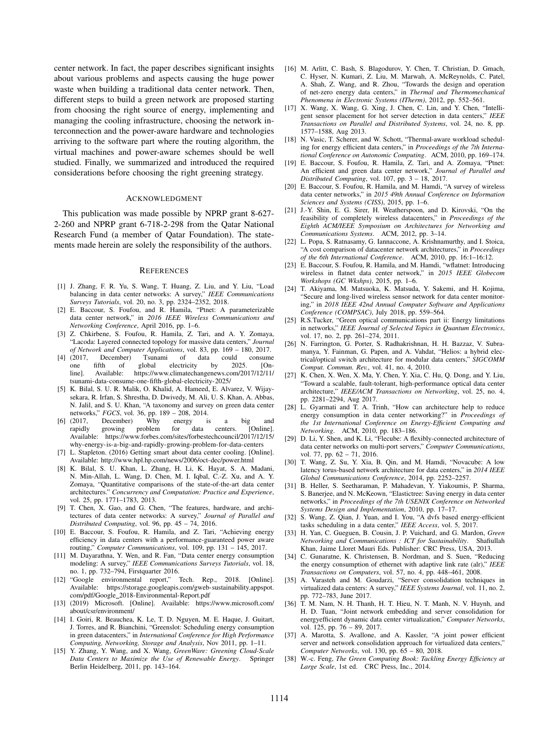center network. In fact, the paper describes significant insights about various problems and aspects causing the huge power waste when building a traditional data center network. Then, different steps to build a green network are proposed starting from choosing the right source of energy, implementing and managing the cooling infrastructure, choosing the network interconnection and the power-aware hardware and technologies arriving to the software part where the routing algorithm, the virtual machines and power-aware schemes should be well studied. Finally, we summarized and introduced the required considerations before choosing the right greening strategy.

## Acknowledgment

This publication was made possible by NPRP grant 8-627-2-260 and NPRP grant 6-718-2-298 from the Qatar National Research Fund (a member of Qatar Foundation). The statements made herein are solely the responsibility of the authors.

## References

[1] J. Zhang, F. R. Yu, S. Wang, T. Huang, Z. Liu, and Y. Liu, "Load balancing in data center networks: A survey," *IEEE Communications Surveys Tutorials*, vol. 20, no. 3, pp. 2324–2352, 2018.

[2] E. Baccour, S. Foufou, and R. Hamila, "Ptnet: A parameterizable data center network," in *2016 IEEE Wireless Communications and Networking Conference*, April 2016, pp. 1–6.

[3] Z. Chkirbene, S. Foufou, R. Hamila, Z. Tari, and A. Y. Zomaya, "Lacoda: Layered connected topology for massive data centers," *Journal of Network and Computer Applications*, vol. 83, pp. 169 – 180, 2017.

[4] (2017, December) Tsunami of data could consume one fifth of global electricity by 2025. [Online]. Available: https://www.climatechangenews.com/2017/12/11/tsunami-data-consume-one-fifth-global-electricity-2025/

[5] K. Bilal, S. U. R. Malik, O. Khalid, A. Hameed, E. Alvarez, V. Wijaysekara, R. Irfan, S. Shrestha, D. Dwivedy, M. Ali, U. S. Khan, A. Abbas, N. Jalil, and S. U. Khan, "A taxonomy and survey on green data center networks," *FGCS*, vol. 36, pp. 189 – 208, 2014.

[6] (2017, December) Why energy is a big and rapidly growing problem for data centers. [Online]. Available: https://www.forbes.com/sites/forbestechcouncil/2017/12/15/why-energy-is-a-big-and-rapidly-growing-problem-for-data-centers

[7] L. Stapleton. (2016) Getting smart about data center cooling. [Online]. Available: http://www.hpl.hp.com/news/2006/oct-dec/power.html

[8] K. Bilal, S. U. Khan, L. Zhang, H. Li, K. Hayat, S. A. Madani, N. Min-Allah, L. Wang, D. Chen, M. I. Iqbal, C.-Z. Xu, and A. Y. Zomaya, "Quantitative comparisons of the state-of-the-art data center architectures." *Concurrency and Computation: Practice and Experience*, vol. 25, pp. 1771–1783, 2013.

[9] T. Chen, X. Gao, and G. Chen, "The features, hardware, and architectures of data center networks: A survey," *Journal of Parallel and Distributed Computing*, vol. 96, pp. 45 – 74, 2016.

[10] E. Baccour, S. Foufou, R. Hamila, and Z. Tari, "Achieving energy efficiency in data centers with a performance-guaranteed power aware routing," *Computer Communications*, vol. 109, pp. 131 – 145, 2017.

[11] M. Dayarathna, Y. Wen, and R. Fan, "Data center energy consumption modeling: A survey," *IEEE Communications Surveys Tutorials*, vol. 18, no. 1, pp. 732–794, Firstquarter 2016.

[12] "Google environmental report," Tech. Rep., 2018. [Online]. Available: https://storage.googleapis.com/gweb-sustainability.appspot.com/pdf/Google_2018-Environmental-Report.pdf

[13] (2019) Microsoft. [Online]. Available: https://www.microsoft.com/about/csr/environment/

[14] I. Goiri, R. Beauchea, K. Le, T. D. Nguyen, M. E. Haque, J. Guitart, J. Torres, and R. Bianchini, "Greenslot: Scheduling energy consumption in green datacenters," in *International Conference for High Performance Computing, Networking, Storage and Analysis*, Nov 2011, pp. 1–11.

[15] Y. Zhang, Y. Wang, and X. Wang, *GreenWare: Greening Cloud-Scale Data Centers to Maximize the Use of Renewable Energy*. Springer Berlin Heidelberg, 2011, pp. 143–164.

[16] M. Arlitt, C. Bash, S. Blagodurov, Y. Chen, T. Christian, D. Gmach, C. Hyser, N. Kumari, Z. Liu, M. Marwah, A. McReynolds, C. Patel, A. Shah, Z. Wang, and R. Zhou, "Towards the design and operation of net-zero energy data centers," in *Thermal and Thermomechanical Phenomena in Electronic Systems (ITherm)*, 2012, pp. 552–561.

[17] X. Wang, X. Wang, G. Xing, J. Chen, C. Lin, and Y. Chen, "Intelligent sensor placement for hot server detection in data centers," *IEEE Transactions on Parallel and Distributed Systems*, vol. 24, no. 8, pp. 1577–1588, Aug 2013.

[18] N. Vasic, T. Scherer, and W. Schott, "Thermal-aware workload scheduling for energy efficient data centers," in *Proceedings of the 7th International Conference on Autonomic Computing*. ACM, 2010, pp. 169–174.

[19] E. Baccour, S. Foufou, R. Hamila, Z. Tari, and A. Zomaya, "Ptnet: An efficient and green data center network," *Journal of Parallel and Distributed Computing*, vol. 107, pp. 3 – 18, 2017.

[20] E. Baccour, S. Foufou, R. Hamila, and M. Hamdi, "A survey of wireless data center networks," in *2015 49th Annual Conference on Information Sciences and Systems (CISS)*, 2015, pp. 1–6.

[21] J.-Y. Shin, E. G. Sirer, H. Weatherspoon, and D. Kirovski, "On the feasibility of completely wireless datacenters," in *Proceedings of the Eighth ACM/IEEE Symposium on Architectures for Networking and Communications Systems*. ACM, 2012, pp. 3–14.

[22] L. Popa, S. Ratnasamy, G. Iannaccone, A. Krishnamurthy, and I. Stoica, "A cost comparison of datacenter network architectures," in *Proceedings of the 6th International Conference*. ACM, 2010, pp. 16:1–16:12.

[23] E. Baccour, S. Foufou, R. Hamila, and M. Hamdi, "wflatnet: Introducing wireless in flatnet data center network," in *2015 IEEE Globecom Workshops (GC Wkshps)*, 2015, pp. 1–6.

[24] T. Akiyama, M. Matsuoka, K. Matsuda, Y. Sakemi, and H. Kojima, "Secure and long-lived wireless sensor network for data center monitoring," in *2018 IEEE 42nd Annual Computer Software and Applications Conference (COMPSAC)*, July 2018, pp. 559–564.

[25] R.S.Tucker, "Green optical communications part ii: Energy limitations in networks," *IEEE Journal of Selected Topics in Quantum Electronics*, vol. 17, no. 2, pp. 261–274, 2011.

[26] N. Farrington, G. Porter, S. Radhakrishnan, H. H. Bazzaz, V. Subramanya, Y. Fainman, G. Papen, and A. Vahdat, "Helios: a hybrid electrical/optical switch architecture for modular data centers," *SIGCOMM Comput. Commun. Rev.*, vol. 41, no. 4, 2010.

[27] K. Chen, X. Wen, X. Ma, Y. Chen, Y. Xia, C. Hu, Q. Dong, and Y. Liu, "Toward a scalable, fault-tolerant, high-performance optical data center architecture," *IEEE/ACM Transactions on Networking*, vol. 25, no. 4, pp. 2281–2294, Aug 2017.

[28] L. Gyarmati and T. A. Trinh, "How can architecture help to reduce energy consumption in data center networking?" in *Proceedings of the 1st International Conference on Energy-Efficient Computing and Networking*. ACM, 2010, pp. 183–186.

[29] D. Li, Y. Shen, and K. Li, "Flecube: A flexibly-connected architecture of data center networks on multi-port servers," *Computer Communications*, vol. 77, pp. 62 – 71, 2016.

[30] T. Wang, Z. Su, Y. Xia, B. Qin, and M. Hamdi, "Novacube: A low latency torus-based network architecture for data centers," in *2014 IEEE Global Communications Conference*, 2014, pp. 2252–2257.

[31] B. Heller, S. Seetharaman, P. Mahadevan, Y. Yiakoumis, P. Sharma, S. Banerjee, and N. McKeown, "Elastictree: Saving energy in data center networks," in *Proceedings of the 7th USENIX Conference on Networked Systems Design and Implementation*, 2010, pp. 17–17.

[32] S. Wang, Z. Qian, J. Yuan, and I. You, "A dvfs based energy-efficient tasks scheduling in a data center," *IEEE Access*, vol. 5, 2017.

[33] H. Yan, C. Gueguen, B. Cousin, J. P. Vuichard, and G. Mardon, *Green Networking and Communications : ICT for Sustainability*. Shafiullah Khan, Jaime Lloret Mauri Eds. Publisher: CRC Press, USA, 2013.

[34] C. Gunaratne, K. Christensen, B. Nordman, and S. Suen, "Reducing the energy consumption of ethernet with adaptive link rate (alr)," *IEEE Transactions on Computers*, vol. 57, no. 4, pp. 448–461, 2008.

[35] A. Varasteh and M. Goudarzi, "Server consolidation techniques in virtualized data centers: A survey," *IEEE Systems Journal*, vol. 11, no. 2, pp. 772–783, June 2017.

[36] T. M. Nam, N. H. Thanh, H. T. Hieu, N. T. Manh, N. V. Huynh, and H. D. Tuan, "Joint network embedding and server consolidation for energyefficient dynamic data center virtualization," *Computer Networks*, vol. 125, pp. 76 – 89, 2017.

[37] A. Marotta, S. Avallone, and A. Kassler, "A joint power efficient server and network consolidation approach for virtualized data centers," *Computer Networks*, vol. 130, pp. 65 – 80, 2018.

[38] W.-c. Feng, *The Green Computing Book: Tackling Energy Efficiency at Large Scale*, 1st ed. CRC Press, Inc., 2014.